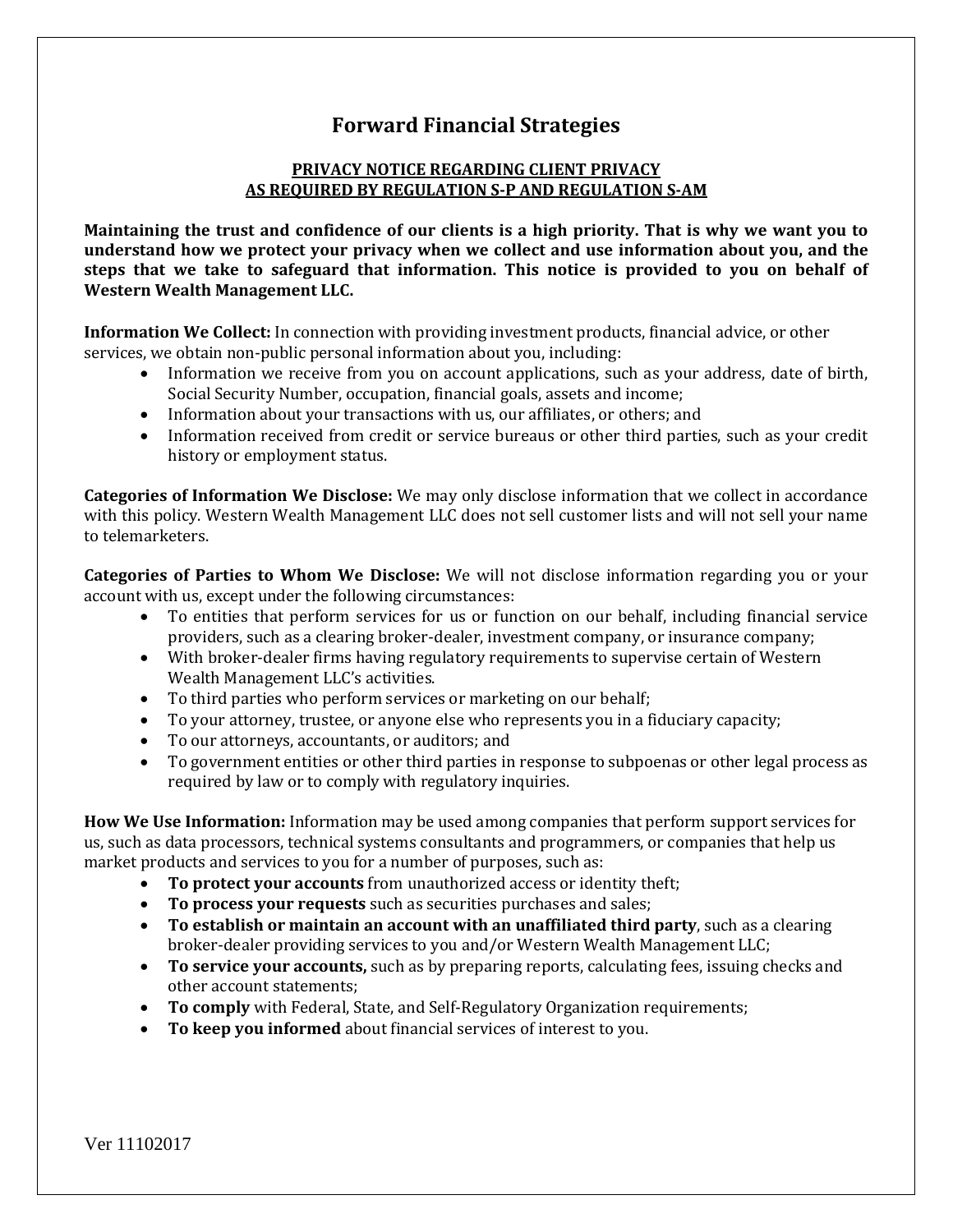# Forward Financial Strategies

## PRIVACY NOTICE REGARDING CLIENT PRIVACY AS REQUIRED BY REGULATION S-P AND REGULATION S-AM

**Maintaining the trust and confidence of our clients is a high priority. That is why we want you to understand how we protect your privacy when we collect and use information about you, and the steps that we take to safeguard that information. This notice is provided to you on behalf of Western Wealth Management LLC.**

**Information We Collect:** In connection with providing investment products, financial advice, or other services, we obtain non-public personal information about you, including:

- Information we receive from you on account applications, such as your address, date of birth, Social Security Number, occupation, financial goals, assets and income;
- Information about your transactions with us, our affiliates, or others; and
- Information received from credit or service bureaus or other third parties, such as your credit history or employment status.

**Categories of Information We Disclose:** We may only disclose information that we collect in accordance with this policy. Western Wealth Management LLC does not sell customer lists and will not sell your name to telemarketers.

**Categories of Parties to Whom We Disclose:** We will not disclose information regarding you or your account with us, except under the following circumstances:

- To entities that perform services for us or function on our behalf, including financial service providers, such as a clearing broker-dealer, investment company, or insurance company;
- With broker-dealer firms having regulatory requirements to supervise certain of Western Wealth Management LLC's activities.
- To third parties who perform services or marketing on our behalf;
- To your attorney, trustee, or anyone else who represents you in a fiduciary capacity;
- To our attorneys, accountants, or auditors; and
- To government entities or other third parties in response to subpoenas or other legal process as required by law or to comply with regulatory inquiries.

**How We Use Information:** Information may be used among companies that perform support services for us, such as data processors, technical systems consultants and programmers, or companies that help us market products and services to you for a number of purposes, such as:

- **To protect your accounts** from unauthorized access or identity theft;
- **To process your requests** such as securities purchases and sales;
- **To establish or maintain an account with an unaffiliated third party**, such as a clearing broker-dealer providing services to you and/or Western Wealth Management LLC;
- **To service your accounts,** such as by preparing reports, calculating fees, issuing checks and other account statements;
- **To comply** with Federal, State, and Self-Regulatory Organization requirements;
- **To keep you informed** about financial services of interest to you.

Ver 11102017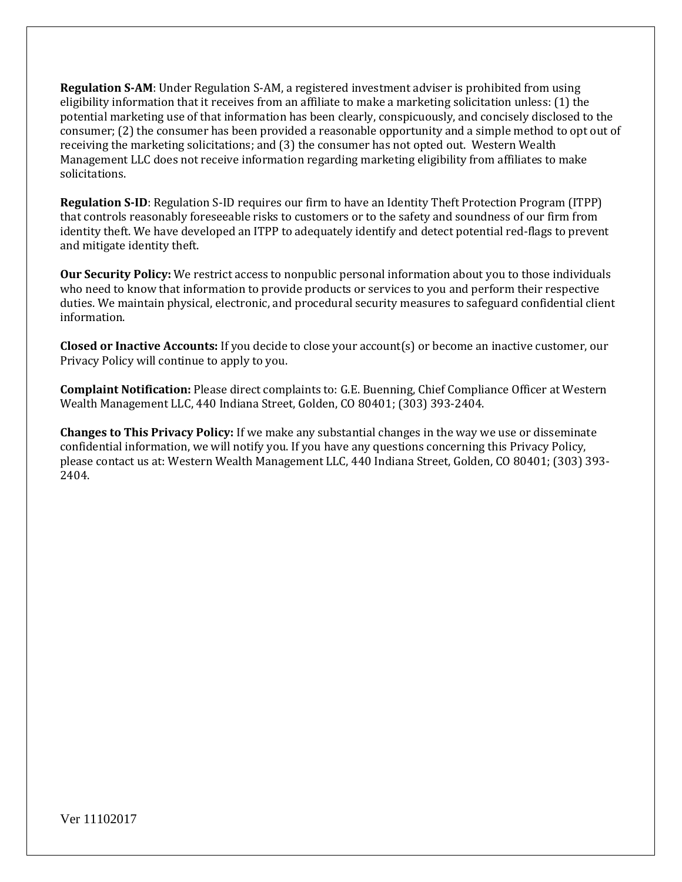**Regulation S-AM**: Under Regulation S-AM, a registered investment adviser is prohibited from using eligibility information that it receives from an affiliate to make a marketing solicitation unless: (1) the potential marketing use of that information has been clearly, conspicuously, and concisely disclosed to the consumer; (2) the consumer has been provided a reasonable opportunity and a simple method to opt out of receiving the marketing solicitations; and (3) the consumer has not opted out. Western Wealth Management LLC does not receive information regarding marketing eligibility from affiliates to make solicitations.

**Regulation S-ID**: Regulation S-ID requires our firm to have an Identity Theft Protection Program (ITPP) that controls reasonably foreseeable risks to customers or to the safety and soundness of our firm from identity theft. We have developed an ITPP to adequately identify and detect potential red-flags to prevent and mitigate identity theft.

**Our Security Policy:** We restrict access to nonpublic personal information about you to those individuals who need to know that information to provide products or services to you and perform their respective duties. We maintain physical, electronic, and procedural security measures to safeguard confidential client information.

**Closed or Inactive Accounts:** If you decide to close your account(s) or become an inactive customer, our Privacy Policy will continue to apply to you.

**Complaint Notification:** Please direct complaints to: G.E. Buenning, Chief Compliance Officer at Western Wealth Management LLC, 440 Indiana Street, Golden, CO 80401; (303) 393-2404.

**Changes to This Privacy Policy:** If we make any substantial changes in the way we use or disseminate confidential information, we will notify you. If you have any questions concerning this Privacy Policy, please contact us at: Western Wealth Management LLC, 440 Indiana Street, Golden, CO 80401; (303) 393-2404.

Ver 11102017